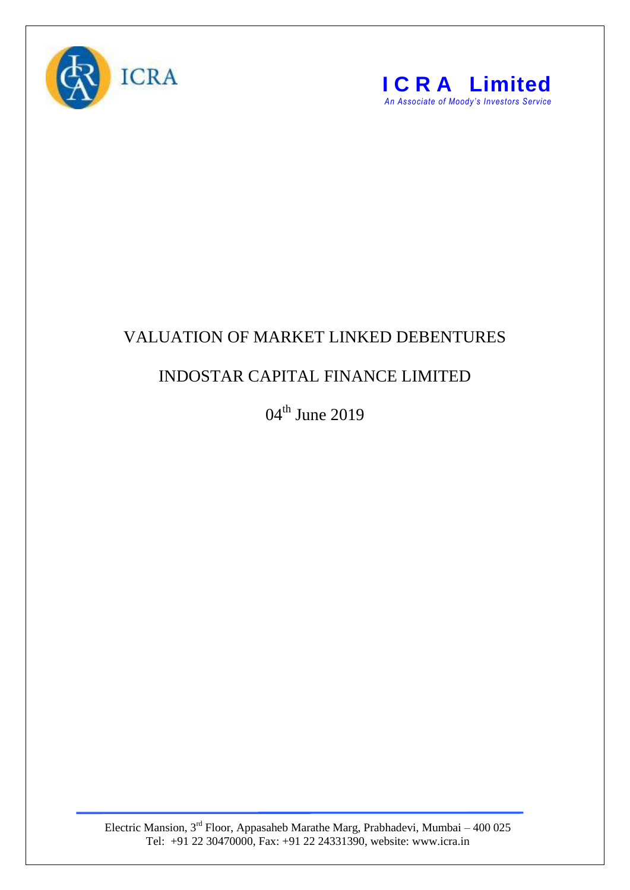ICRA

**I C R A Limited**

*An Associate of Moody's Investors Service*

# VALUATION OF MARKET LINKED DEBENTURES

# INDOSTAR CAPITAL FINANCE LIMITED

04th June 2019

Electric Mansion, 3rd Floor, Appasaheb Marathe Marg, Prabhadevi, Mumbai – 400 025
Tel: +91 22 30470000, Fax: +91 22 24331390, website: www.icra.in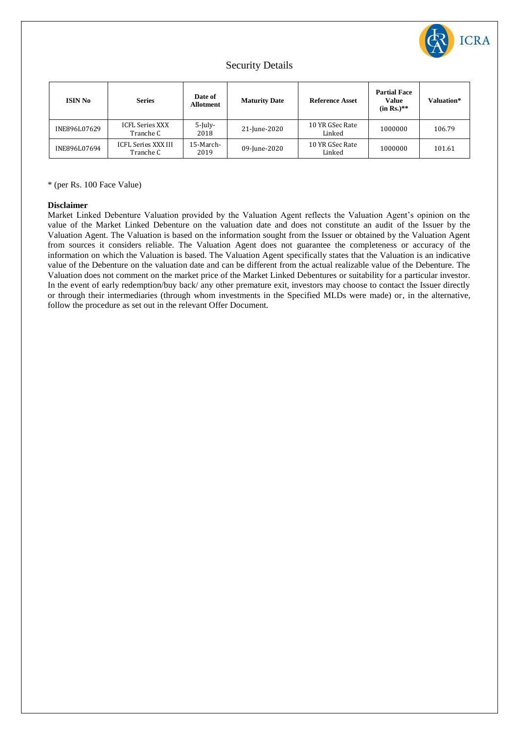## Security Details

| ISIN No | Series | Date of Allotment | Maturity Date | Reference Asset | Partial Face Value (in Rs.)** | Valuation* |
|---|---|---|---|---|---|---|
| INE896L07629 | ICFL Series XXX Tranche C | 5-July-2018 | 21-June-2020 | 10 YR GSec Rate Linked | 1000000 | 106.79 |
| INE896L07694 | ICFL Series XXX III Tranche C | 15-March-2019 | 09-June-2020 | 10 YR GSec Rate Linked | 1000000 | 101.61 |

* (per Rs. 100 Face Value)

**Disclaimer**

Market Linked Debenture Valuation provided by the Valuation Agent reflects the Valuation Agent's opinion on the value of the Market Linked Debenture on the valuation date and does not constitute an audit of the Issuer by the Valuation Agent. The Valuation is based on the information sought from the Issuer or obtained by the Valuation Agent from sources it considers reliable. The Valuation Agent does not guarantee the completeness or accuracy of the information on which the Valuation is based. The Valuation Agent specifically states that the Valuation is an indicative value of the Debenture on the valuation date and can be different from the actual realizable value of the Debenture. The Valuation does not comment on the market price of the Market Linked Debentures or suitability for a particular investor. In the event of early redemption/buy back/ any other premature exit, investors may choose to contact the Issuer directly or through their intermediaries (through whom investments in the Specified MLDs were made) or, in the alternative, follow the procedure as set out in the relevant Offer Document.